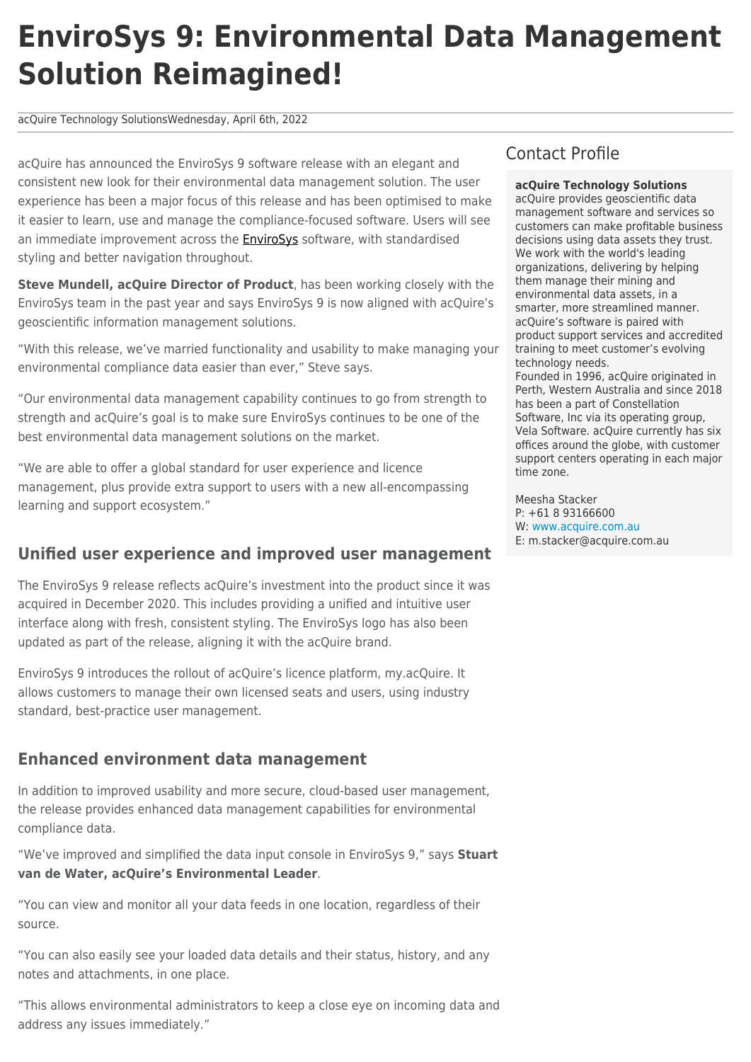# EnviroSys 9: Environmental Data Management Solution Reimagined!

acQuire Technology SolutionsWednesday, April 6th, 2022

acQuire has announced the EnviroSys 9 software release with an elegant and consistent new look for their environmental data management solution. The user experience has been a major focus of this release and has been optimised to make it easier to learn, use and manage the compliance-focused software. Users will see an immediate improvement across the EnviroSys software, with standardised styling and better navigation throughout.

**Steve Mundell, acQuire Director of Product**, has been working closely with the EnviroSys team in the past year and says EnviroSys 9 is now aligned with acQuire's geoscientific information management solutions.

"With this release, we've married functionality and usability to make managing your environmental compliance data easier than ever," Steve says.

"Our environmental data management capability continues to go from strength to strength and acQuire's goal is to make sure EnviroSys continues to be one of the best environmental data management solutions on the market.

"We are able to offer a global standard for user experience and licence management, plus provide extra support to users with a new all-encompassing learning and support ecosystem."

## Unified user experience and improved user management

The EnviroSys 9 release reflects acQuire's investment into the product since it was acquired in December 2020. This includes providing a unified and intuitive user interface along with fresh, consistent styling. The EnviroSys logo has also been updated as part of the release, aligning it with the acQuire brand.

EnviroSys 9 introduces the rollout of acQuire's licence platform, my.acQuire. It allows customers to manage their own licensed seats and users, using industry standard, best-practice user management.

## Enhanced environment data management

In addition to improved usability and more secure, cloud-based user management, the release provides enhanced data management capabilities for environmental compliance data.

"We've improved and simplified the data input console in EnviroSys 9," says **Stuart van de Water, acQuire's Environmental Leader**.

"You can view and monitor all your data feeds in one location, regardless of their source.

"You can also easily see your loaded data details and their status, history, and any notes and attachments, in one place.

"This allows environmental administrators to keep a close eye on incoming data and address any issues immediately."

## Contact Profile

**acQuire Technology Solutions**

acQuire provides geoscientific data management software and services so customers can make profitable business decisions using data assets they trust. We work with the world's leading organizations, delivering by helping them manage their mining and environmental data assets, in a smarter, more streamlined manner. acQuire's software is paired with product support services and accredited training to meet customer's evolving technology needs.

Founded in 1996, acQuire originated in Perth, Western Australia and since 2018 has been a part of Constellation Software, Inc via its operating group, Vela Software. acQuire currently has six offices around the globe, with customer support centers operating in each major time zone.

Meesha Stacker
P: +61 8 93166600
W: www.acquire.com.au
E: m.stacker@acquire.com.au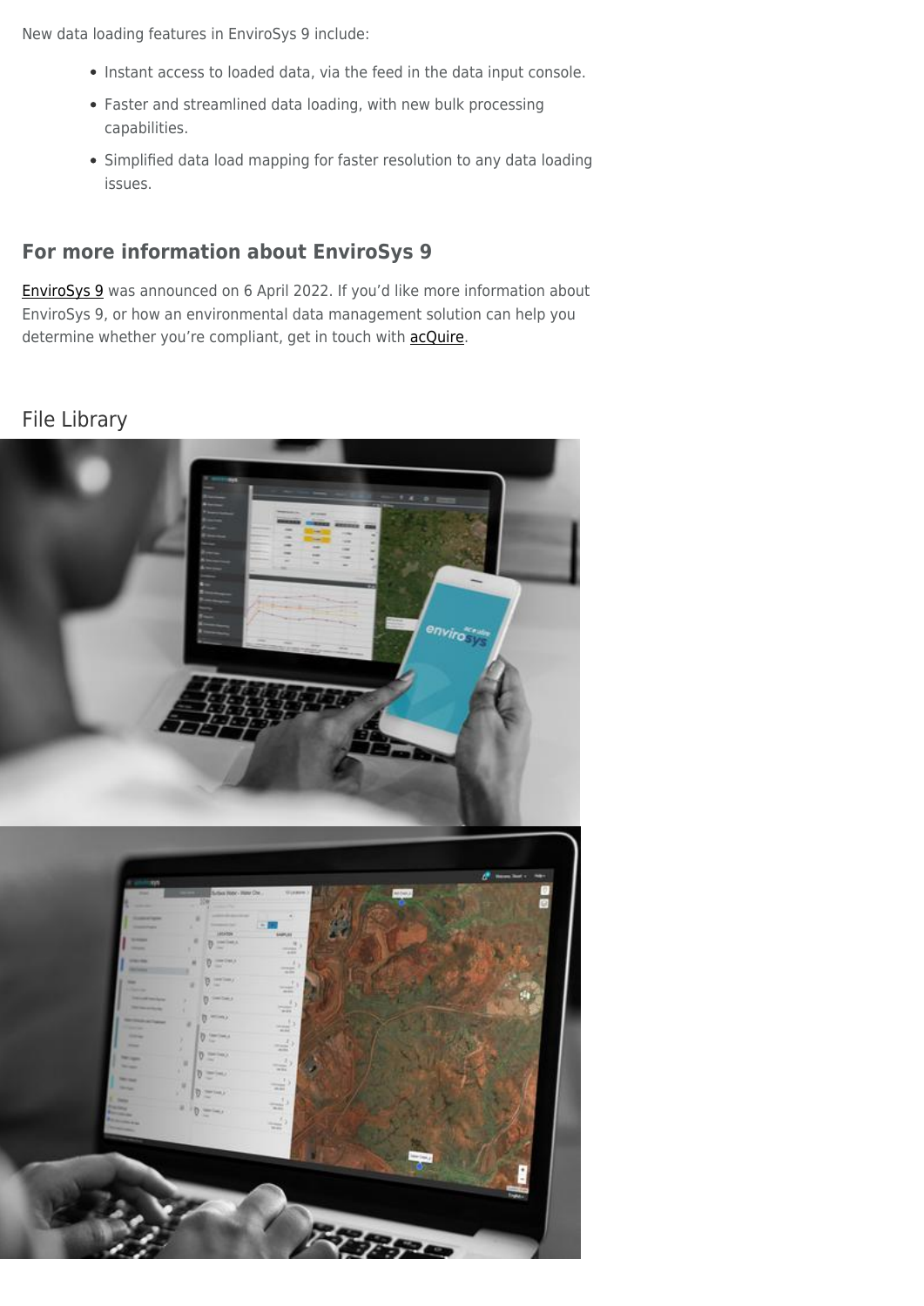New data loading features in EnviroSys 9 include:

- Instant access to loaded data, via the feed in the data input console.
- Faster and streamlined data loading, with new bulk processing capabilities.
- Simplified data load mapping for faster resolution to any data loading issues.

## For more information about EnviroSys 9

EnviroSys 9 was announced on 6 April 2022. If you'd like more information about EnviroSys 9, or how an environmental data management solution can help you determine whether you're compliant, get in touch with acQuire.

## File Library